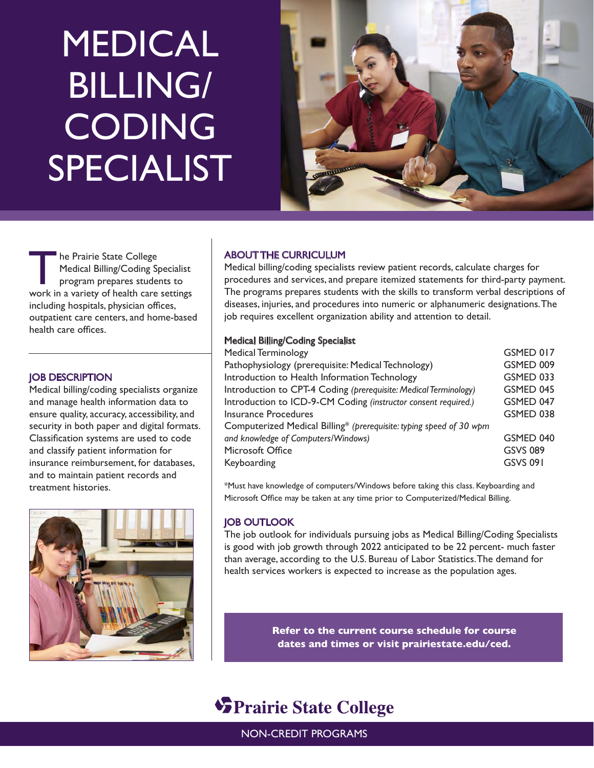# MEDICAL BILLING/ CODING SPECIALIST

The Prairie State College Medical Billing/Coding Specialist program prepares students to work in a variety of health care settings including hospitals, physician offices, outpatient care centers, and home-based health care offices.

## JOB DESCRIPTION

Medical billing/coding specialists organize and manage health information data to ensure quality, accuracy, accessibility, and security in both paper and digital formats. Classification systems are used to code and classify patient information for insurance reimbursement, for databases, and to maintain patient records and treatment histories.

## ABOUT THE CURRICULUM

Medical billing/coding specialists review patient records, calculate charges for procedures and services, and prepare itemized statements for third-party payment. The programs prepares students with the skills to transform verbal descriptions of diseases, injuries, and procedures into numeric or alphanumeric designations. The job requires excellent organization ability and attention to detail.

### Medical Billing/Coding Specialist

| Course | Number |
|---|---|
| Medical Terminology | GSMED 017 |
| Pathophysiology (prerequisite: Medical Technology) | GSMED 009 |
| Introduction to Health Information Technology | GSMED 033 |
| Introduction to CPT-4 Coding *(prerequisite: Medical Terminology)* | GSMED 045 |
| Introduction to ICD-9-CM Coding *(instructor consent required.)* | GSMED 047 |
| Insurance Procedures | GSMED 038 |
| Computerized Medical Billing* *(prerequisite: typing speed of 30 wpm and knowledge of Computers/Windows)* | GSMED 040 |
| Microsoft Office | GSVS 089 |
| Keyboarding | GSVS 091 |

*Must have knowledge of computers/Windows before taking this class. Keyboarding and Microsoft Office may be taken at any time prior to Computerized/Medical Billing.

## JOB OUTLOOK

The job outlook for individuals pursuing jobs as Medical Billing/Coding Specialists is good with job growth through 2022 anticipated to be 22 percent- much faster than average, according to the U.S. Bureau of Labor Statistics. The demand for health services workers is expected to increase as the population ages.

**Refer to the current course schedule for course dates and times or visit prairiestate.edu/ced.**

Prairie State College

NON-CREDIT PROGRAMS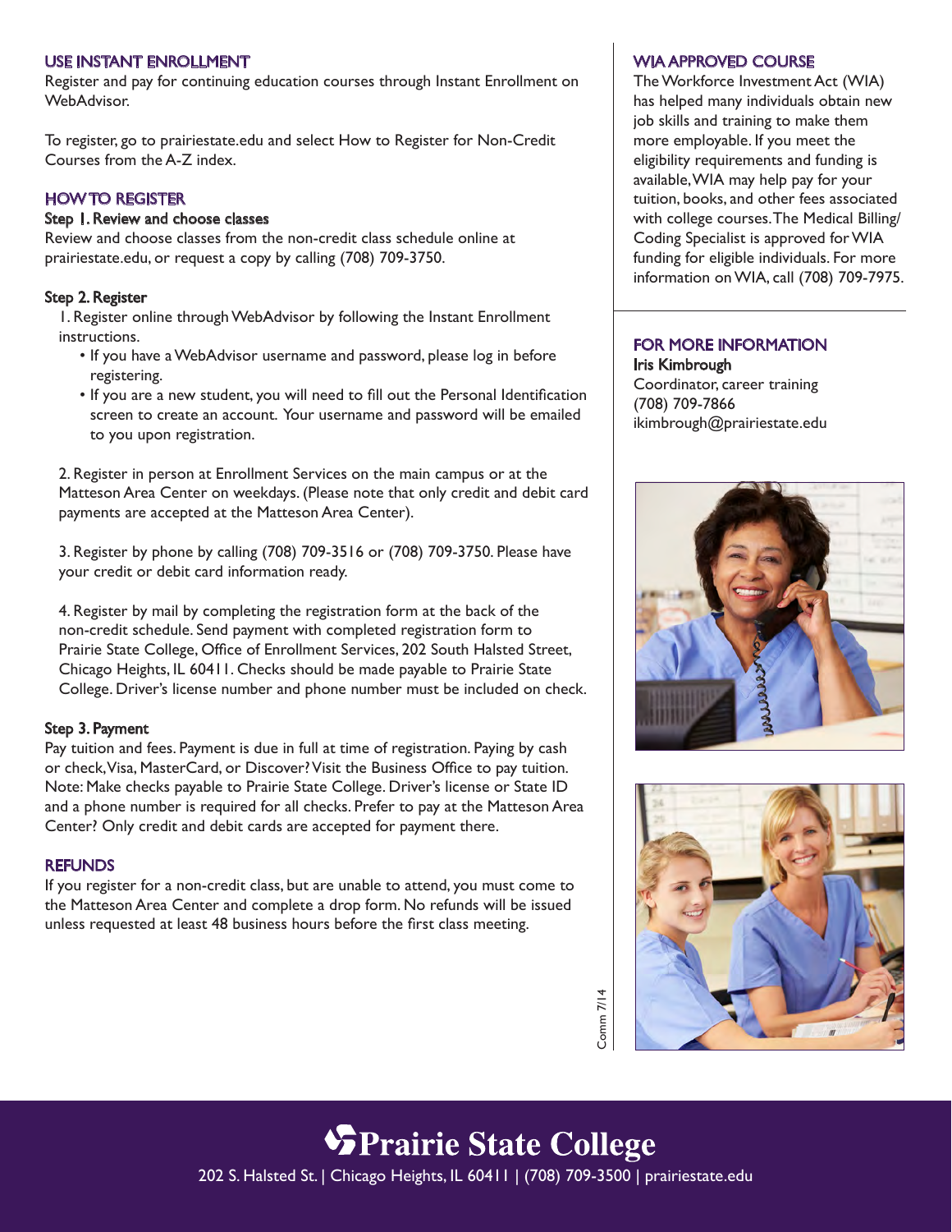## USE INSTANT ENROLLMENT

Register and pay for continuing education courses through Instant Enrollment on WebAdvisor.

To register, go to prairiestate.edu and select How to Register for Non-Credit Courses from the A-Z index.

## HOW TO REGISTER

### Step 1. Review and choose classes

Review and choose classes from the non-credit class schedule online at prairiestate.edu, or request a copy by calling (708) 709-3750.

### Step 2. Register

1. Register online through WebAdvisor by following the Instant Enrollment instructions.
   - If you have a WebAdvisor username and password, please log in before registering.
   - If you are a new student, you will need to fill out the Personal Identification screen to create an account. Your username and password will be emailed to you upon registration.

2. Register in person at Enrollment Services on the main campus or at the Matteson Area Center on weekdays. (Please note that only credit and debit card payments are accepted at the Matteson Area Center).

3. Register by phone by calling (708) 709-3516 or (708) 709-3750. Please have your credit or debit card information ready.

4. Register by mail by completing the registration form at the back of the non-credit schedule. Send payment with completed registration form to Prairie State College, Office of Enrollment Services, 202 South Halsted Street, Chicago Heights, IL 60411. Checks should be made payable to Prairie State College. Driver's license number and phone number must be included on check.

### Step 3. Payment

Pay tuition and fees. Payment is due in full at time of registration. Paying by cash or check, Visa, MasterCard, or Discover? Visit the Business Office to pay tuition. Note: Make checks payable to Prairie State College. Driver's license or State ID and a phone number is required for all checks. Prefer to pay at the Matteson Area Center? Only credit and debit cards are accepted for payment there.

## REFUNDS

If you register for a non-credit class, but are unable to attend, you must come to the Matteson Area Center and complete a drop form. No refunds will be issued unless requested at least 48 business hours before the first class meeting.

## WIA APPROVED COURSE

The Workforce Investment Act (WIA) has helped many individuals obtain new job skills and training to make them more employable. If you meet the eligibility requirements and funding is available, WIA may help pay for your tuition, books, and other fees associated with college courses. The Medical Billing/Coding Specialist is approved for WIA funding for eligible individuals. For more information on WIA, call (708) 709-7975.

## FOR MORE INFORMATION

**Iris Kimbrough**
Coordinator, career training
(708) 709-7866
ikimbrough@prairiestate.edu

Comm 7/14

**Prairie State College**
202 S. Halsted St. | Chicago Heights, IL 60411 | (708) 709-3500 | prairiestate.edu